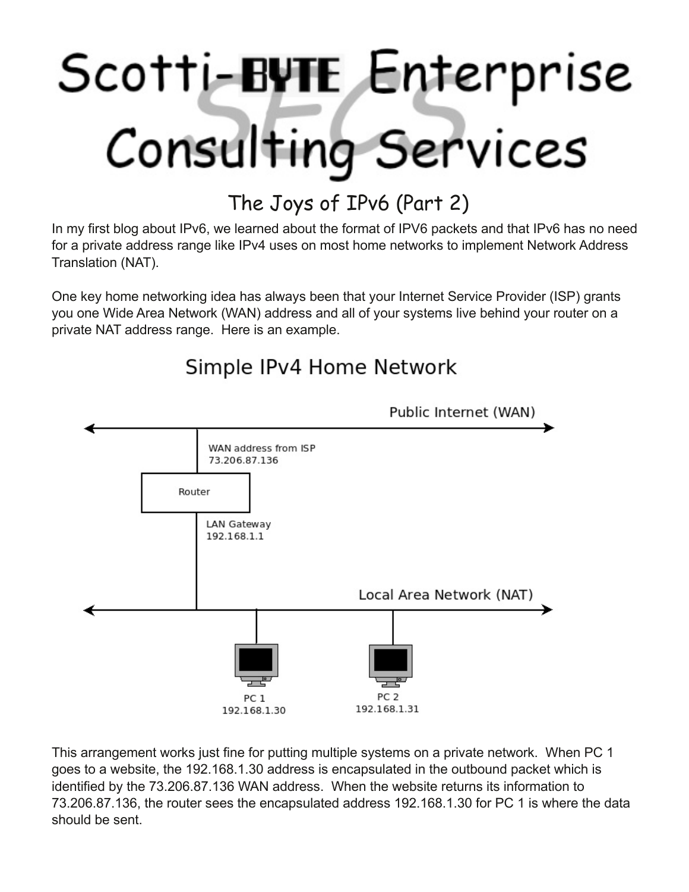# Scotti-BYTE Enterprise Consulting Services

## The Joys of IPv6 (Part 2)

In my first blog about IPv6, we learned about the format of IPV6 packets and that IPv6 has no need for a private address range like IPv4 uses on most home networks to implement Network Address Translation (NAT).

One key home networking idea has always been that your Internet Service Provider (ISP) grants you one Wide Area Network (WAN) address and all of your systems live behind your router on a private NAT address range. Here is an example.

### Simple IPv4 Home Network

Public Internet (WAN)

WAN address from ISP
73.206.87.136

Router

LAN Gateway
192.168.1.1

Local Area Network (NAT)

PC 1
192.168.1.30

PC 2
192.168.1.31

This arrangement works just fine for putting multiple systems on a private network. When PC 1 goes to a website, the 192.168.1.30 address is encapsulated in the outbound packet which is identified by the 73.206.87.136 WAN address. When the website returns its information to 73.206.87.136, the router sees the encapsulated address 192.168.1.30 for PC 1 is where the data should be sent.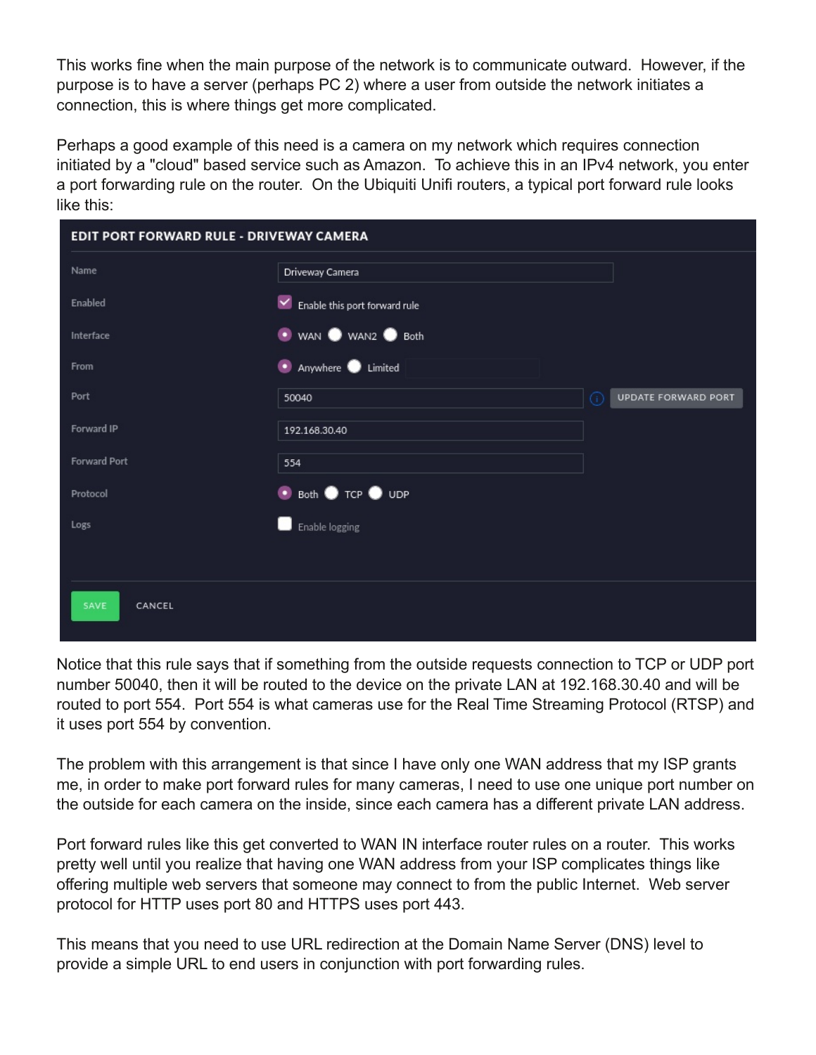This works fine when the main purpose of the network is to communicate outward. However, if the purpose is to have a server (perhaps PC 2) where a user from outside the network initiates a connection, this is where things get more complicated.

Perhaps a good example of this need is a camera on my network which requires connection initiated by a "cloud" based service such as Amazon. To achieve this in an IPv4 network, you enter a port forwarding rule on the router. On the Ubiquiti Unifi routers, a typical port forward rule looks like this:

**EDIT PORT FORWARD RULE - DRIVEWAY CAMERA**

| Field | Value |
| --- | --- |
| Name | Driveway Camera |
| Enabled | [x] Enable this port forward rule |
| Interface | (•) WAN ( ) WAN2 ( ) Both |
| From | (•) Anywhere ( ) Limited |
| Port | 50040 (UPDATE FORWARD PORT) |
| Forward IP | 192.168.30.40 |
| Forward Port | 554 |
| Protocol | (•) Both ( ) TCP ( ) UDP |
| Logs | [ ] Enable logging |

SAVE CANCEL

Notice that this rule says that if something from the outside requests connection to TCP or UDP port number 50040, then it will be routed to the device on the private LAN at 192.168.30.40 and will be routed to port 554. Port 554 is what cameras use for the Real Time Streaming Protocol (RTSP) and it uses port 554 by convention.

The problem with this arrangement is that since I have only one WAN address that my ISP grants me, in order to make port forward rules for many cameras, I need to use one unique port number on the outside for each camera on the inside, since each camera has a different private LAN address.

Port forward rules like this get converted to WAN IN interface router rules on a router. This works pretty well until you realize that having one WAN address from your ISP complicates things like offering multiple web servers that someone may connect to from the public Internet. Web server protocol for HTTP uses port 80 and HTTPS uses port 443.

This means that you need to use URL redirection at the Domain Name Server (DNS) level to provide a simple URL to end users in conjunction with port forwarding rules.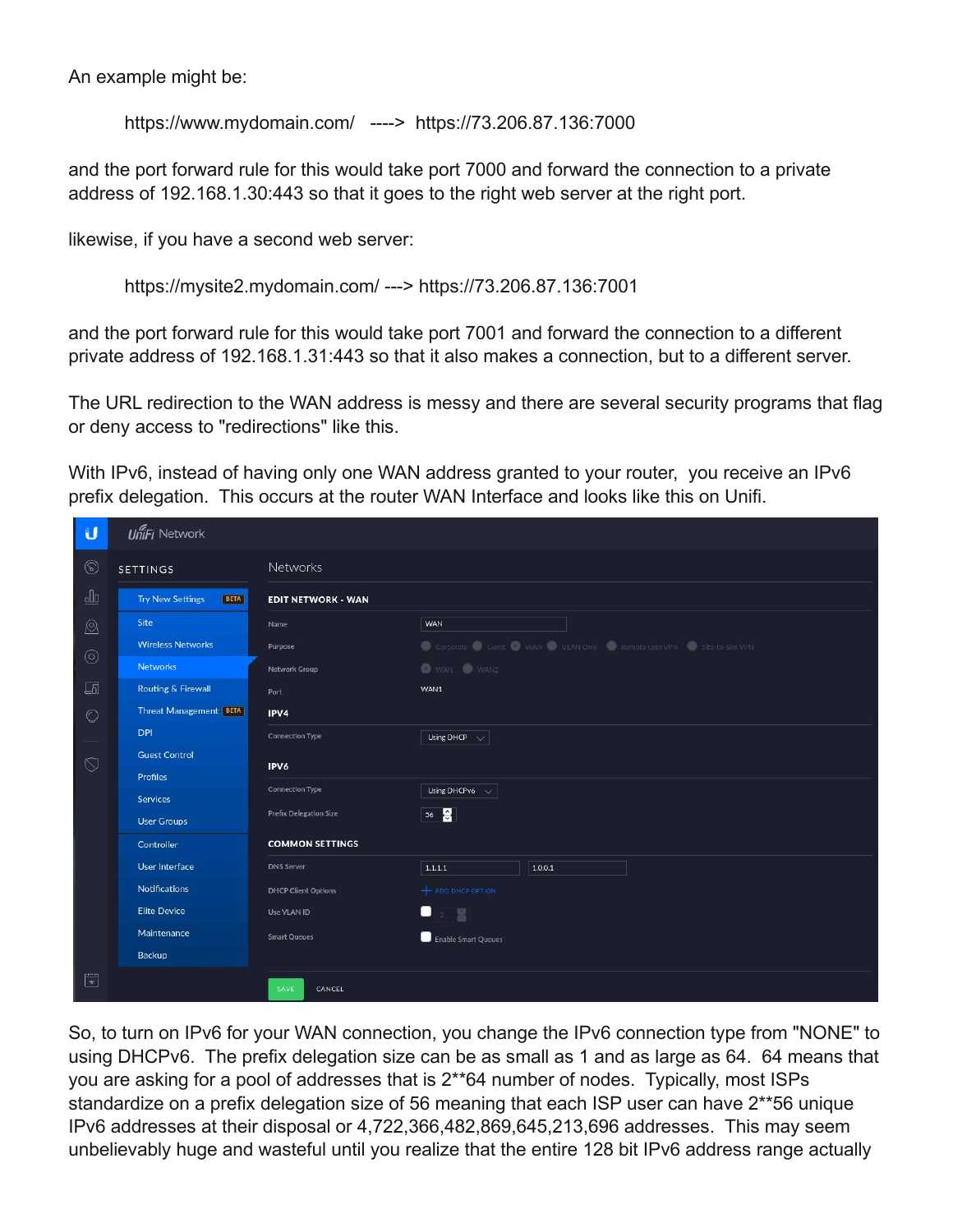An example might be:

    https://www.mydomain.com/  ---->  https://73.206.87.136:7000

and the port forward rule for this would take port 7000 and forward the connection to a private address of 192.168.1.30:443 so that it goes to the right web server at the right port.

likewise, if you have a second web server:

    https://mysite2.mydomain.com/ ---> https://73.206.87.136:7001

and the port forward rule for this would take port 7001 and forward the connection to a different private address of 192.168.1.31:443 so that it also makes a connection, but to a different server.

The URL redirection to the WAN address is messy and there are several security programs that flag or deny access to "redirections" like this.

With IPv6, instead of having only one WAN address granted to your router, you receive an IPv6 prefix delegation. This occurs at the router WAN Interface and looks like this on Unifi.

So, to turn on IPv6 for your WAN connection, you change the IPv6 connection type from "NONE" to using DHCPv6. The prefix delegation size can be as small as 1 and as large as 64. 64 means that you are asking for a pool of addresses that is 2**64 number of nodes. Typically, most ISPs standardize on a prefix delegation size of 56 meaning that each ISP user can have 2**56 unique IPv6 addresses at their disposal or 4,722,366,482,869,645,213,696 addresses. This may seem unbelievably huge and wasteful until you realize that the entire 128 bit IPv6 address range actually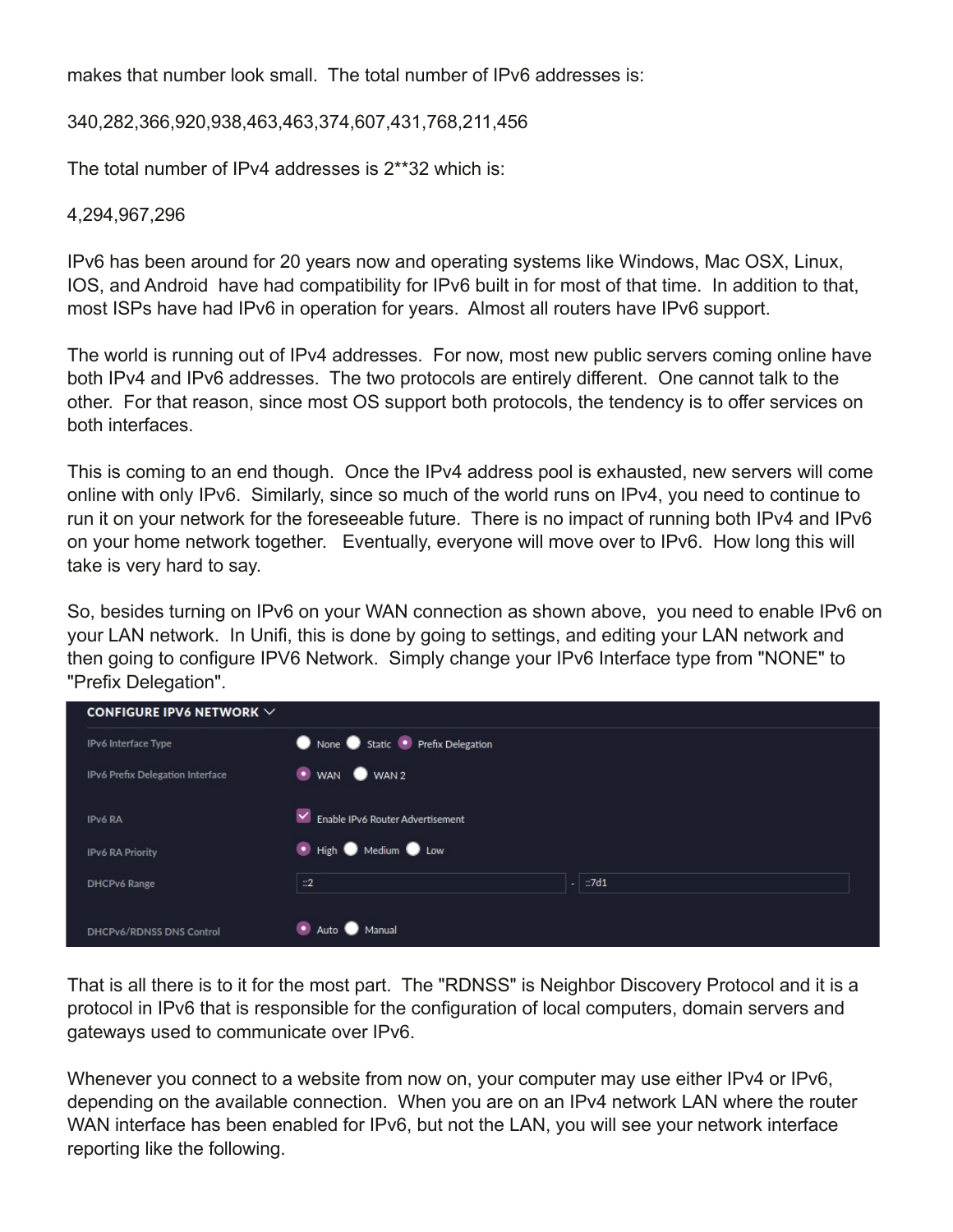makes that number look small. The total number of IPv6 addresses is:

340,282,366,920,938,463,463,374,607,431,768,211,456

The total number of IPv4 addresses is 2**32 which is:

4,294,967,296

IPv6 has been around for 20 years now and operating systems like Windows, Mac OSX, Linux, IOS, and Android have had compatibility for IPv6 built in for most of that time. In addition to that, most ISPs have had IPv6 in operation for years. Almost all routers have IPv6 support.

The world is running out of IPv4 addresses. For now, most new public servers coming online have both IPv4 and IPv6 addresses. The two protocols are entirely different. One cannot talk to the other. For that reason, since most OS support both protocols, the tendency is to offer services on both interfaces.

This is coming to an end though. Once the IPv4 address pool is exhausted, new servers will come online with only IPv6. Similarly, since so much of the world runs on IPv4, you need to continue to run it on your network for the foreseeable future. There is no impact of running both IPv4 and IPv6 on your home network together. Eventually, everyone will move over to IPv6. How long this will take is very hard to say.

So, besides turning on IPv6 on your WAN connection as shown above, you need to enable IPv6 on your LAN network. In Unifi, this is done by going to settings, and editing your LAN network and then going to configure IPV6 Network. Simply change your IPv6 Interface type from "NONE" to "Prefix Delegation".

**CONFIGURE IPV6 NETWORK**

| Setting | Value |
| --- | --- |
| IPv6 Interface Type | None / Static / (•) Prefix Delegation |
| IPv6 Prefix Delegation Interface | (•) WAN / WAN 2 |
| IPv6 RA | [x] Enable IPv6 Router Advertisement |
| IPv6 RA Priority | (•) High / Medium / Low |
| DHCPv6 Range | ::2 - ::7d1 |
| DHCPv6/RDNSS DNS Control | (•) Auto / Manual |

That is all there is to it for the most part. The "RDNSS" is Neighbor Discovery Protocol and it is a protocol in IPv6 that is responsible for the configuration of local computers, domain servers and gateways used to communicate over IPv6.

Whenever you connect to a website from now on, your computer may use either IPv4 or IPv6, depending on the available connection. When you are on an IPv4 network LAN where the router WAN interface has been enabled for IPv6, but not the LAN, you will see your network interface reporting like the following.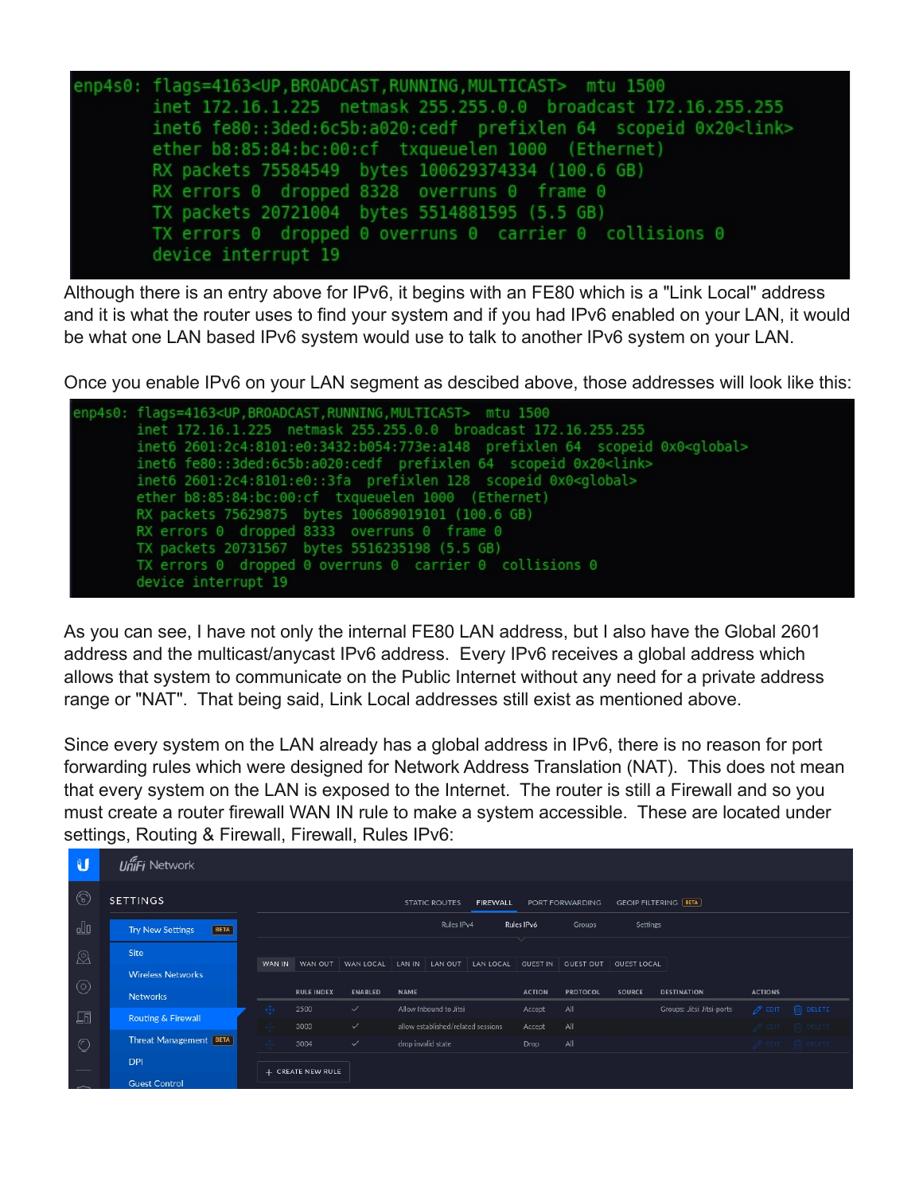```
enp4s0: flags=4163<UP,BROADCAST,RUNNING,MULTICAST>  mtu 1500
        inet 172.16.1.225  netmask 255.255.0.0  broadcast 172.16.255.255
        inet6 fe80::3ded:6c5b:a020:cedf  prefixlen 64  scopeid 0x20<link>
        ether b8:85:84:bc:00:cf  txqueuelen 1000  (Ethernet)
        RX packets 75584549  bytes 100629374334 (100.6 GB)
        RX errors 0  dropped 8328  overruns 0  frame 0
        TX packets 20721004  bytes 5514881595 (5.5 GB)
        TX errors 0  dropped 0 overruns 0  carrier 0  collisions 0
        device interrupt 19
```

Although there is an entry above for IPv6, it begins with an FE80 which is a "Link Local" address and it is what the router uses to find your system and if you had IPv6 enabled on your LAN, it would be what one LAN based IPv6 system would use to talk to another IPv6 system on your LAN.

Once you enable IPv6 on your LAN segment as descibed above, those addresses will look like this:

```
enp4s0: flags=4163<UP,BROADCAST,RUNNING,MULTICAST>  mtu 1500
        inet 172.16.1.225  netmask 255.255.0.0  broadcast 172.16.255.255
        inet6 2601:2c4:8101:e0:3432:b054:773e:a148  prefixlen 64  scopeid 0x0<global>
        inet6 fe80::3ded:6c5b:a020:cedf  prefixlen 64  scopeid 0x20<link>
        inet6 2601:2c4:8101:e0::3fa  prefixlen 128  scopeid 0x0<global>
        ether b8:85:84:bc:00:cf  txqueuelen 1000  (Ethernet)
        RX packets 75629875  bytes 100689019101 (100.6 GB)
        RX errors 0  dropped 8333  overruns 0  frame 0
        TX packets 20731567  bytes 5516235198 (5.5 GB)
        TX errors 0  dropped 0 overruns 0  carrier 0  collisions 0
        device interrupt 19
```

As you can see, I have not only the internal FE80 LAN address, but I also have the Global 2601 address and the multicast/anycast IPv6 address. Every IPv6 receives a global address which allows that system to communicate on the Public Internet without any need for a private address range or "NAT". That being said, Link Local addresses still exist as mentioned above.

Since every system on the LAN already has a global address in IPv6, there is no reason for port forwarding rules which were designed for Network Address Translation (NAT). This does not mean that every system on the LAN is exposed to the Internet. The router is still a Firewall and so you must create a router firewall WAN IN rule to make a system accessible. These are located under settings, Routing & Firewall, Firewall, Rules IPv6:

UniFi Network

SETTINGS

- Try New Settings BETA
- Site
- Wireless Networks
- Networks
- Routing & Firewall
- Threat Management BETA
- DPI
- Guest Control

STATIC ROUTES | FIREWALL | PORT FORWARDING | GEOIP FILTERING BETA

Rules IPv4 | Rules IPv6 | Groups | Settings

WAN IN | WAN OUT | WAN LOCAL | LAN IN | LAN OUT | LAN LOCAL | GUEST IN | GUEST OUT | GUEST LOCAL

| RULE INDEX | ENABLED | NAME | ACTION | PROTOCOL | SOURCE | DESTINATION | ACTIONS |
|---|---|---|---|---|---|---|---|
| 2500 | ✓ | Allow Inbound to Jitsi | Accept | All | | Groups: Jitsi Jitsi-ports | EDIT DELETE |
| 3003 | ✓ | allow established/related sessions | Accept | All | | | EDIT DELETE |
| 3004 | ✓ | drop invalid state | Drop | All | | | EDIT DELETE |

+ CREATE NEW RULE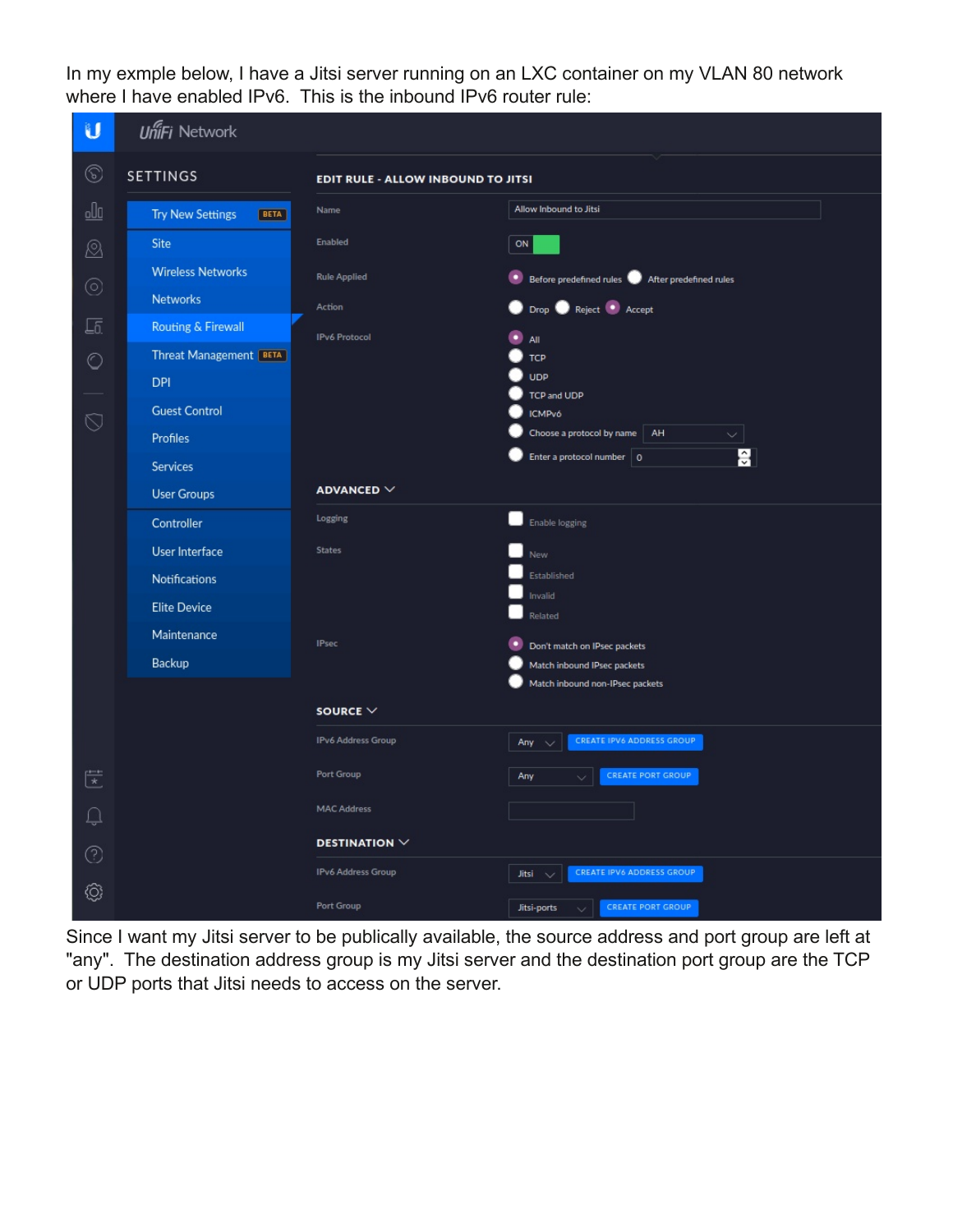In my exmple below, I have a Jitsi server running on an LXC container on my VLAN 80 network where I have enabled IPv6. This is the inbound IPv6 router rule:

Since I want my Jitsi server to be publically available, the source address and port group are left at "any". The destination address group is my Jitsi server and the destination port group are the TCP or UDP ports that Jitsi needs to access on the server.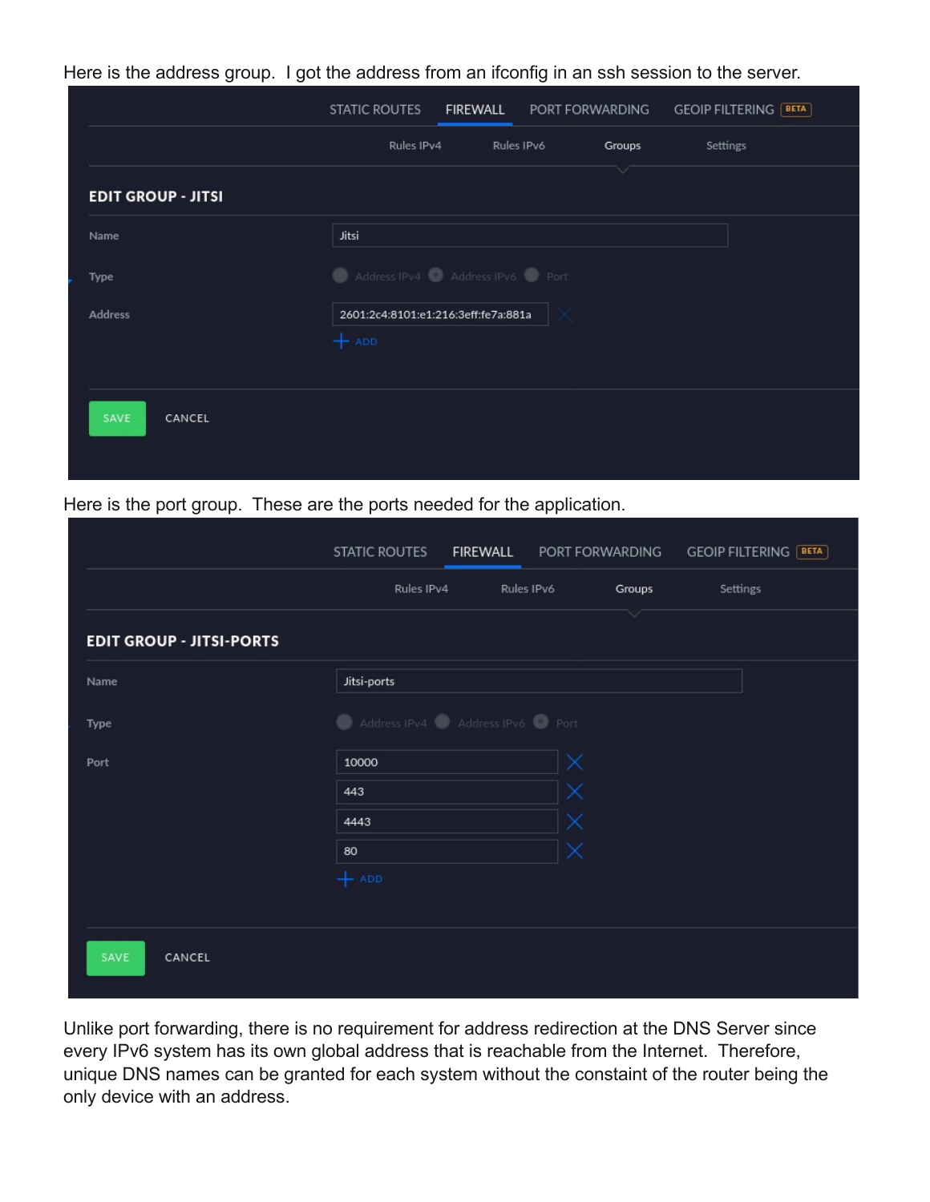Here is the address group.  I got the address from an ifconfig in an ssh session to the server.

STATIC ROUTES | FIREWALL | PORT FORWARDING | GEOIP FILTERING BETA

Rules IPv4 | Rules IPv6 | Groups | Settings

**EDIT GROUP - JITSI**

Name: Jitsi

Type: Address IPv4 / Address IPv6 / Port

Address: 2601:2c4:8101:e1:216:3eff:fe7a:881a

+ ADD

SAVE   CANCEL

Here is the port group.  These are the ports needed for the application.

STATIC ROUTES | FIREWALL | PORT FORWARDING | GEOIP FILTERING BETA

Rules IPv4 | Rules IPv6 | Groups | Settings

**EDIT GROUP - JITSI-PORTS**

Name: Jitsi-ports

Type: Address IPv4 / Address IPv6 / Port

Port:
- 10000
- 443
- 4443
- 80

+ ADD

SAVE   CANCEL

Unlike port forwarding, there is no requirement for address redirection at the DNS Server since every IPv6 system has its own global address that is reachable from the Internet.  Therefore, unique DNS names can be granted for each system without the constaint of the router being the only device with an address.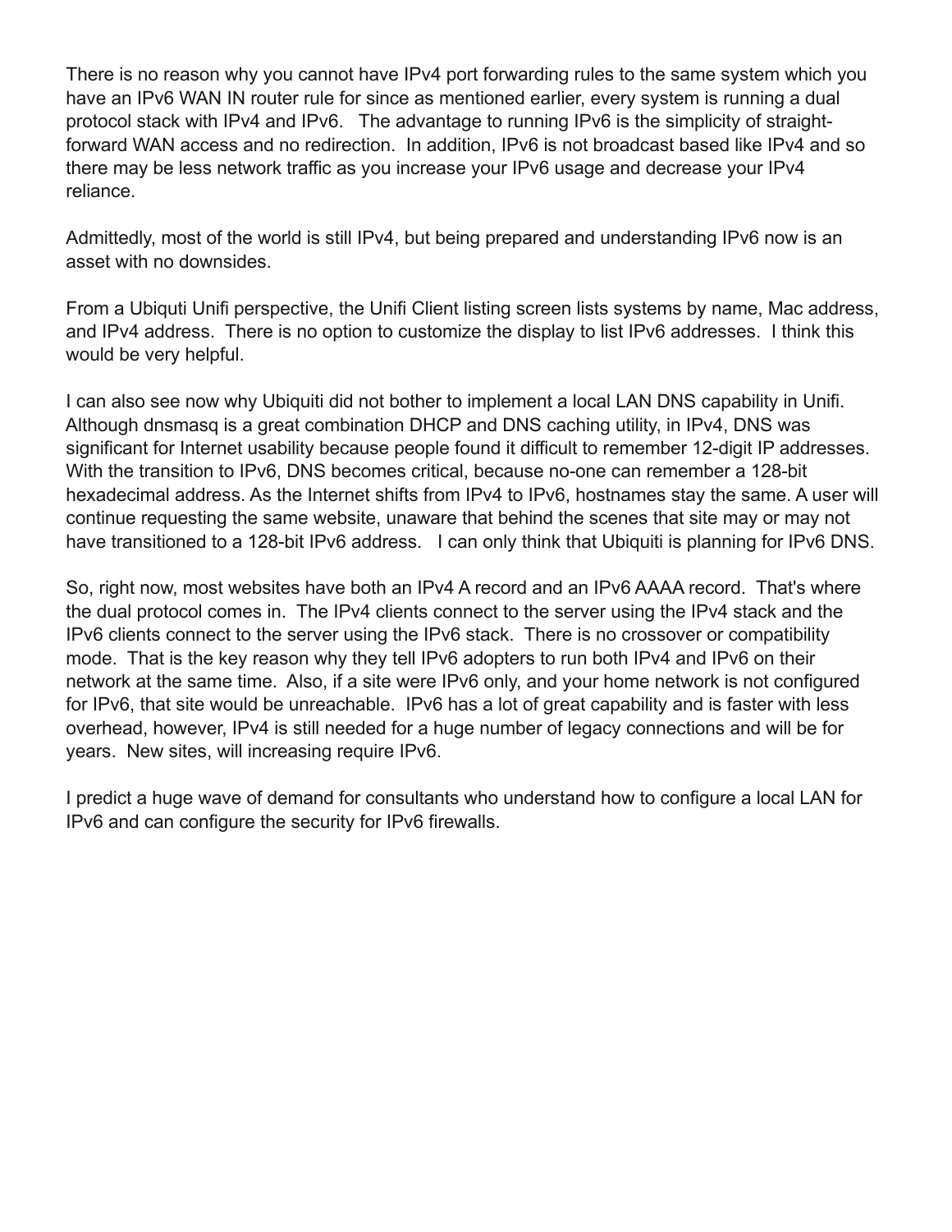There is no reason why you cannot have IPv4 port forwarding rules to the same system which you have an IPv6 WAN IN router rule for since as mentioned earlier, every system is running a dual protocol stack with IPv4 and IPv6. The advantage to running IPv6 is the simplicity of straight-forward WAN access and no redirection. In addition, IPv6 is not broadcast based like IPv4 and so there may be less network traffic as you increase your IPv6 usage and decrease your IPv4 reliance.

Admittedly, most of the world is still IPv4, but being prepared and understanding IPv6 now is an asset with no downsides.

From a Ubiqute Unifi perspective, the Unifi Client listing screen lists systems by name, Mac address, and IPv4 address. There is no option to customize the display to list IPv6 addresses. I think this would be very helpful.

I can also see now why Ubiquiti did not bother to implement a local LAN DNS capability in Unifi. Although dnsmasq is a great combination DHCP and DNS caching utility, in IPv4, DNS was significant for Internet usability because people found it difficult to remember 12-digit IP addresses. With the transition to IPv6, DNS becomes critical, because no-one can remember a 128-bit hexadecimal address. As the Internet shifts from IPv4 to IPv6, hostnames stay the same. A user will continue requesting the same website, unaware that behind the scenes that site may or may not have transitioned to a 128-bit IPv6 address. I can only think that Ubiquiti is planning for IPv6 DNS.

So, right now, most websites have both an IPv4 A record and an IPv6 AAAA record. That's where the dual protocol comes in. The IPv4 clients connect to the server using the IPv4 stack and the IPv6 clients connect to the server using the IPv6 stack. There is no crossover or compatibility mode. That is the key reason why they tell IPv6 adopters to run both IPv4 and IPv6 on their network at the same time. Also, if a site were IPv6 only, and your home network is not configured for IPv6, that site would be unreachable. IPv6 has a lot of great capability and is faster with less overhead, however, IPv4 is still needed for a huge number of legacy connections and will be for years. New sites, will increasing require IPv6.

I predict a huge wave of demand for consultants who understand how to configure a local LAN for IPv6 and can configure the security for IPv6 firewalls.